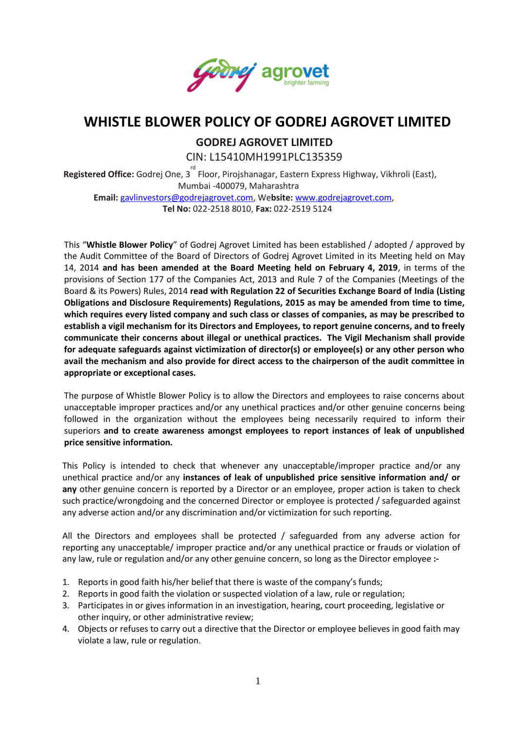# WHISTLE BLOWER POLICY OF GODREJ AGROVET LIMITED

## GODREJ AGROVET LIMITED

CIN: L15410MH1991PLC135359

**Registered Office:** Godrej One, 3rd Floor, Pirojshanagar, Eastern Express Highway, Vikhroli (East), Mumbai -400079, Maharashtra

**Email:** gavlinvestors@godrejagrovet.com, Web**site:** www.godrejagrovet.com,

**Tel No:** 022-2518 8010, **Fax:** 022-2519 5124

This "**Whistle Blower Policy**" of Godrej Agrovet Limited has been established / adopted / approved by the Audit Committee of the Board of Directors of Godrej Agrovet Limited in its Meeting held on May 14, 2014 **and has been amended at the Board Meeting held on February 4, 2019**, in terms of the provisions of Section 177 of the Companies Act, 2013 and Rule 7 of the Companies (Meetings of the Board & its Powers) Rules, 2014 **read with Regulation 22 of Securities Exchange Board of India (Listing Obligations and Disclosure Requirements) Regulations, 2015 as may be amended from time to time, which requires every listed company and such class or classes of companies, as may be prescribed to establish a vigil mechanism for its Directors and Employees, to report genuine concerns, and to freely communicate their concerns about illegal or unethical practices. The Vigil Mechanism shall provide for adequate safeguards against victimization of director(s) or employee(s) or any other person who avail the mechanism and also provide for direct access to the chairperson of the audit committee in appropriate or exceptional cases.**

The purpose of Whistle Blower Policy is to allow the Directors and employees to raise concerns about unacceptable improper practices and/or any unethical practices and/or other genuine concerns being followed in the organization without the employees being necessarily required to inform their superiors **and to create awareness amongst employees to report instances of leak of unpublished price sensitive information.**

This Policy is intended to check that whenever any unacceptable/improper practice and/or any unethical practice and/or any **instances of leak of unpublished price sensitive information and/ or any** other genuine concern is reported by a Director or an employee, proper action is taken to check such practice/wrongdoing and the concerned Director or employee is protected / safeguarded against any adverse action and/or any discrimination and/or victimization for such reporting.

All the Directors and employees shall be protected / safeguarded from any adverse action for reporting any unacceptable/ improper practice and/or any unethical practice or frauds or violation of any law, rule or regulation and/or any other genuine concern, so long as the Director employee **:-**

1. Reports in good faith his/her belief that there is waste of the company's funds;
2. Reports in good faith the violation or suspected violation of a law, rule or regulation;
3. Participates in or gives information in an investigation, hearing, court proceeding, legislative or other inquiry, or other administrative review;
4. Objects or refuses to carry out a directive that the Director or employee believes in good faith may violate a law, rule or regulation.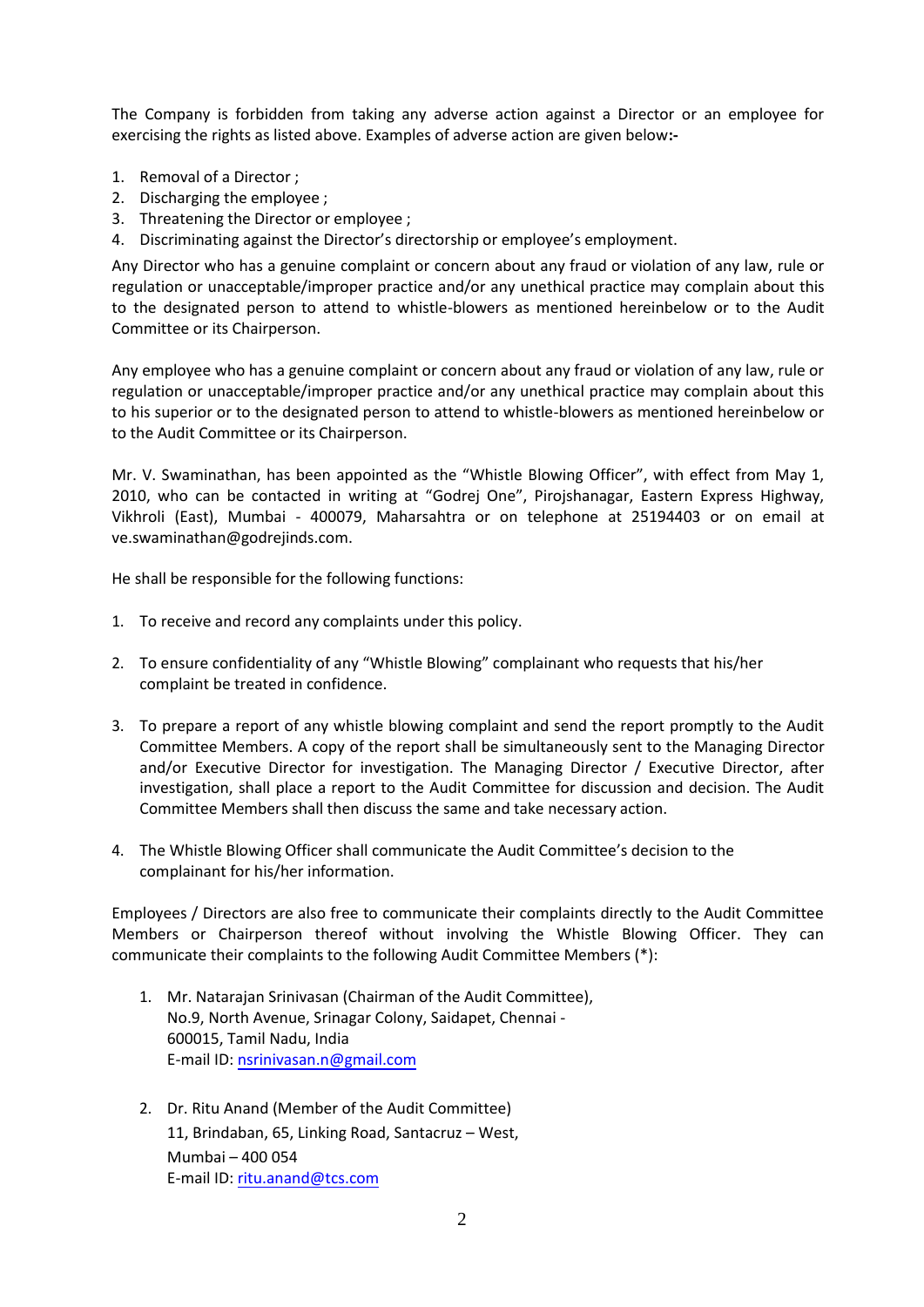The Company is forbidden from taking any adverse action against a Director or an employee for exercising the rights as listed above. Examples of adverse action are given below**:-**

1. Removal of a Director ;
2. Discharging the employee ;
3. Threatening the Director or employee ;
4. Discriminating against the Director's directorship or employee's employment.

Any Director who has a genuine complaint or concern about any fraud or violation of any law, rule or regulation or unacceptable/improper practice and/or any unethical practice may complain about this to the designated person to attend to whistle-blowers as mentioned hereinbelow or to the Audit Committee or its Chairperson.

Any employee who has a genuine complaint or concern about any fraud or violation of any law, rule or regulation or unacceptable/improper practice and/or any unethical practice may complain about this to his superior or to the designated person to attend to whistle-blowers as mentioned hereinbelow or to the Audit Committee or its Chairperson.

Mr. V. Swaminathan, has been appointed as the "Whistle Blowing Officer", with effect from May 1, 2010, who can be contacted in writing at "Godrej One", Pirojshanagar, Eastern Express Highway, Vikhroli (East), Mumbai - 400079, Maharsahtra or on telephone at 25194403 or on email at ve.swaminathan@godrejinds.com.

He shall be responsible for the following functions:

1. To receive and record any complaints under this policy.

2. To ensure confidentiality of any "Whistle Blowing" complainant who requests that his/her complaint be treated in confidence.

3. To prepare a report of any whistle blowing complaint and send the report promptly to the Audit Committee Members. A copy of the report shall be simultaneously sent to the Managing Director and/or Executive Director for investigation. The Managing Director / Executive Director, after investigation, shall place a report to the Audit Committee for discussion and decision. The Audit Committee Members shall then discuss the same and take necessary action.

4. The Whistle Blowing Officer shall communicate the Audit Committee's decision to the complainant for his/her information.

Employees / Directors are also free to communicate their complaints directly to the Audit Committee Members or Chairperson thereof without involving the Whistle Blowing Officer. They can communicate their complaints to the following Audit Committee Members (*):

1. Mr. Natarajan Srinivasan (Chairman of the Audit Committee),
   No.9, North Avenue, Srinagar Colony, Saidapet, Chennai - 600015, Tamil Nadu, India
   E-mail ID: nsrinivasan.n@gmail.com

2. Dr. Ritu Anand (Member of the Audit Committee)
   11, Brindaban, 65, Linking Road, Santacruz – West,
   Mumbai – 400 054
   E-mail ID: ritu.anand@tcs.com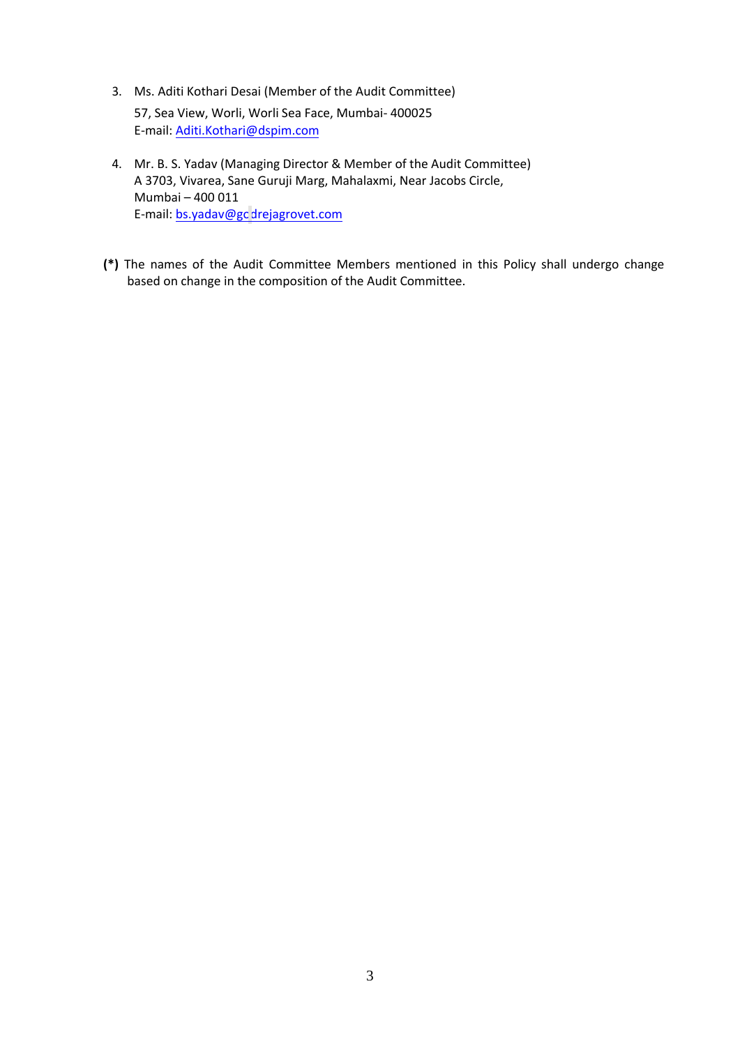3. Ms. Aditi Kothari Desai (Member of the Audit Committee)
   57, Sea View, Worli, Worli Sea Face, Mumbai- 400025
   E-mail: Aditi.Kothari@dspim.com

4. Mr. B. S. Yadav (Managing Director & Member of the Audit Committee)
   A 3703, Vivarea, Sane Guruji Marg, Mahalaxmi, Near Jacobs Circle,
   Mumbai – 400 011
   E-mail: bs.yadav@godrejagrovet.com

**(*)** The names of the Audit Committee Members mentioned in this Policy shall undergo change based on change in the composition of the Audit Committee.